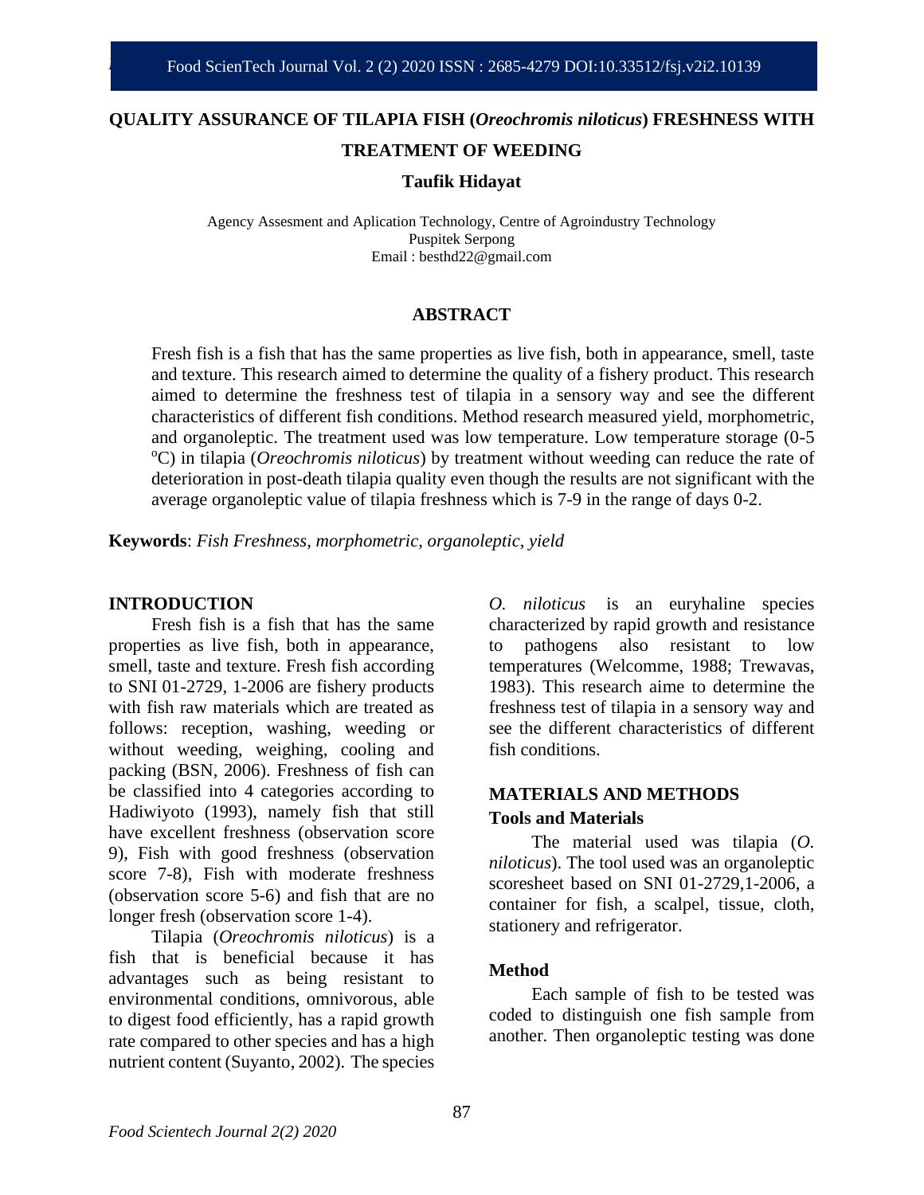# QUALITY ASSURANCE OF TILAPIA FISH (*Oreochromis niloticus*) FRESHNESS WITH TREATMENT OF WEEDING

**Taufik Hidayat**

Agency Assesment and Aplication Technology, Centre of Agroindustry Technology
Puspitek Serpong
Email : besthd22@gmail.com

## ABSTRACT

Fresh fish is a fish that has the same properties as live fish, both in appearance, smell, taste and texture. This research aimed to determine the quality of a fishery product. This research aimed to determine the freshness test of tilapia in a sensory way and see the different characteristics of different fish conditions. Method research measured yield, morphometric, and organoleptic. The treatment used was low temperature. Low temperature storage (0-5 $^{o}$C) in tilapia (*Oreochromis niloticus*) by treatment without weeding can reduce the rate of deterioration in post-death tilapia quality even though the results are not significant with the average organoleptic value of tilapia freshness which is 7-9 in the range of days 0-2.

**Keywords**: *Fish Freshness, morphometric, organoleptic, yield*

## INTRODUCTION

Fresh fish is a fish that has the same properties as live fish, both in appearance, smell, taste and texture. Fresh fish according to SNI 01-2729, 1-2006 are fishery products with fish raw materials which are treated as follows: reception, washing, weeding or without weeding, weighing, cooling and packing (BSN, 2006). Freshness of fish can be classified into 4 categories according to Hadiwiyoto (1993), namely fish that still have excellent freshness (observation score 9), Fish with good freshness (observation score 7-8), Fish with moderate freshness (observation score 5-6) and fish that are no longer fresh (observation score 1-4).

Tilapia (*Oreochromis niloticus*) is a fish that is beneficial because it has advantages such as being resistant to environmental conditions, omnivorous, able to digest food efficiently, has a rapid growth rate compared to other species and has a high nutrient content (Suyanto, 2002). The species *O. niloticus* is an euryhaline species characterized by rapid growth and resistance to pathogens also resistant to low temperatures (Welcomme, 1988; Trewavas, 1983). This research aime to determine the freshness test of tilapia in a sensory way and see the different characteristics of different fish conditions.

## MATERIALS AND METHODS

### Tools and Materials

The material used was tilapia (*O. niloticus*). The tool used was an organoleptic scoresheet based on SNI 01-2729,1-2006, a container for fish, a scalpel, tissue, cloth, stationery and refrigerator.

### Method

Each sample of fish to be tested was coded to distinguish one fish sample from another. Then organoleptic testing was done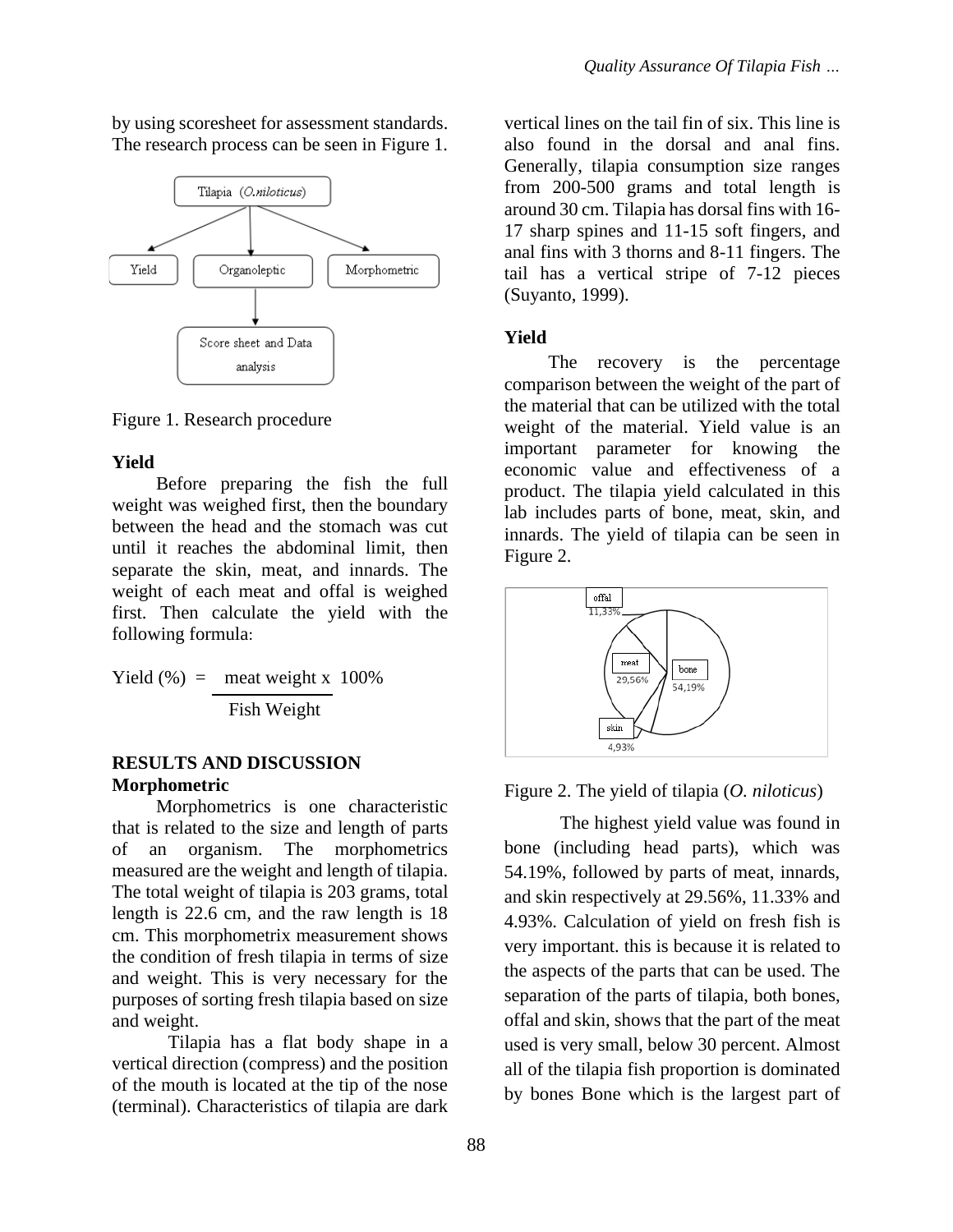by using scoresheet for assessment standards. The research process can be seen in Figure 1.

Figure 1. Research procedure

**Yield**

Before preparing the fish the full weight was weighed first, then the boundary between the head and the stomach was cut until it reaches the abdominal limit, then separate the skin, meat, and innards. The weight of each meat and offal is weighed first. Then calculate the yield with the following formula:

$$\text{Yield (\%)} = \frac{\text{meat weight} \times 100\%}{\text{Fish Weight}}$$

## RESULTS AND DISCUSSION

**Morphometric**

Morphometrics is one characteristic that is related to the size and length of parts of an organism. The morphometrics measured are the weight and length of tilapia. The total weight of tilapia is 203 grams, total length is 22.6 cm, and the raw length is 18 cm. This morphometrix measurement shows the condition of fresh tilapia in terms of size and weight. This is very necessary for the purposes of sorting fresh tilapia based on size and weight.

Tilapia has a flat body shape in a vertical direction (compress) and the position of the mouth is located at the tip of the nose (terminal). Characteristics of tilapia are dark vertical lines on the tail fin of six. This line is also found in the dorsal and anal fins. Generally, tilapia consumption size ranges from 200-500 grams and total length is around 30 cm. Tilapia has dorsal fins with 16-17 sharp spines and 11-15 soft fingers, and anal fins with 3 thorns and 8-11 fingers. The tail has a vertical stripe of 7-12 pieces (Suyanto, 1999).

**Yield**

The recovery is the percentage comparison between the weight of the part of the material that can be utilized with the total weight of the material. Yield value is an important parameter for knowing the economic value and effectiveness of a product. The tilapia yield calculated in this lab includes parts of bone, meat, skin, and innards. The yield of tilapia can be seen in Figure 2.

Figure 2. The yield of tilapia (*O. niloticus*)

The highest yield value was found in bone (including head parts), which was 54.19%, followed by parts of meat, innards, and skin respectively at 29.56%, 11.33% and 4.93%. Calculation of yield on fresh fish is very important. this is because it is related to the aspects of the parts that can be used. The separation of the parts of tilapia, both bones, offal and skin, shows that the part of the meat used is very small, below 30 percent. Almost all of the tilapia fish proportion is dominated by bones Bone which is the largest part of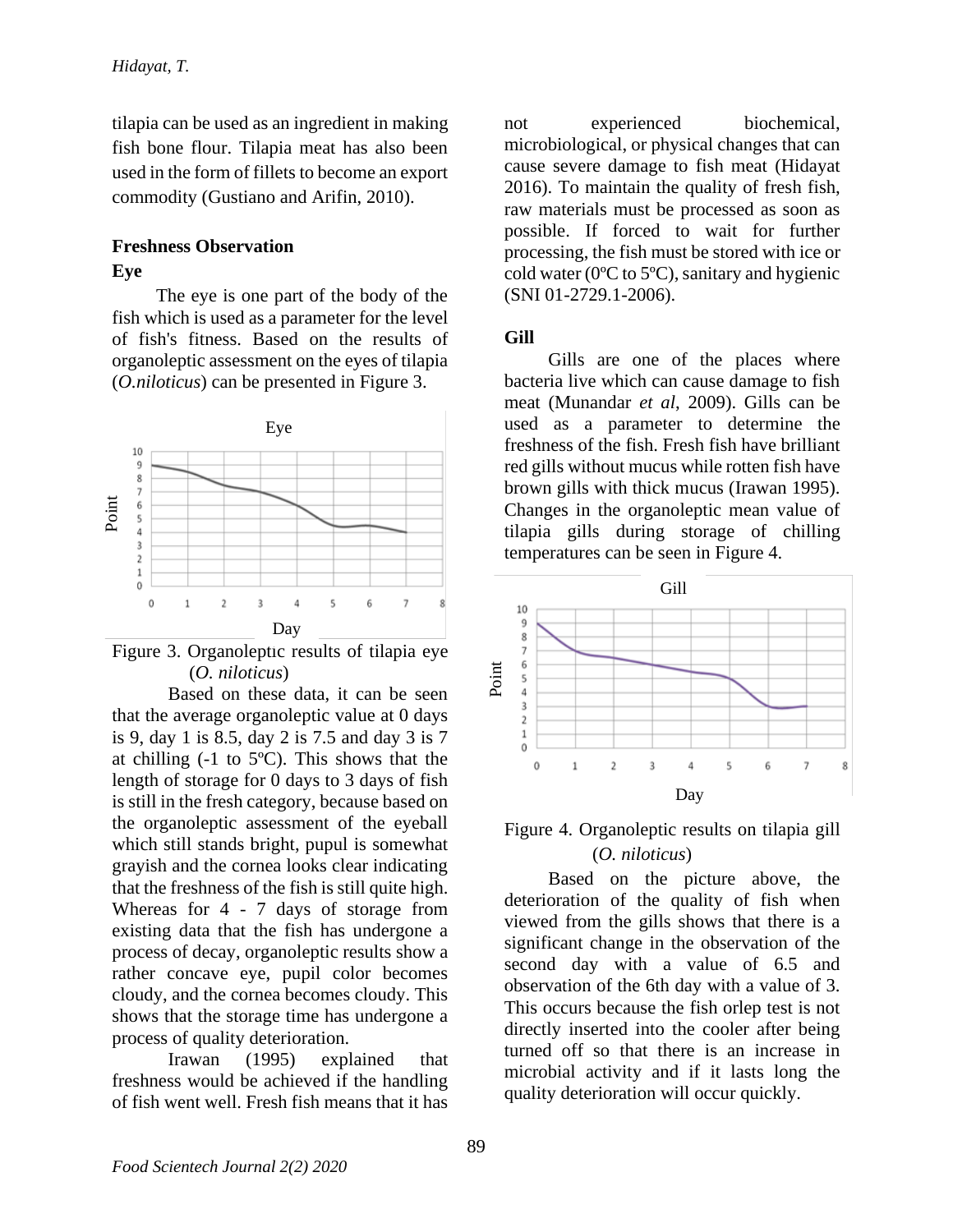tilapia can be used as an ingredient in making fish bone flour. Tilapia meat has also been used in the form of fillets to become an export commodity (Gustiano and Arifin, 2010).

## Freshness Observation

### Eye

The eye is one part of the body of the fish which is used as a parameter for the level of fish's fitness. Based on the results of organoleptic assessment on the eyes of tilapia (*O.niloticus*) can be presented in Figure 3.

Figure 3. Organoleptic results of tilapia eye (*O. niloticus*)

Based on these data, it can be seen that the average organoleptic value at 0 days is 9, day 1 is 8.5, day 2 is 7.5 and day 3 is 7 at chilling (-1 to 5ºC). This shows that the length of storage for 0 days to 3 days of fish is still in the fresh category, because based on the organoleptic assessment of the eyeball which still stands bright, pupul is somewhat grayish and the cornea looks clear indicating that the freshness of the fish is still quite high. Whereas for 4 - 7 days of storage from existing data that the fish has undergone a process of decay, organoleptic results show a rather concave eye, pupil color becomes cloudy, and the cornea becomes cloudy. This shows that the storage time has undergone a process of quality deterioration.

Irawan (1995) explained that freshness would be achieved if the handling of fish went well. Fresh fish means that it has not experienced biochemical, microbiological, or physical changes that can cause severe damage to fish meat (Hidayat 2016). To maintain the quality of fresh fish, raw materials must be processed as soon as possible. If forced to wait for further processing, the fish must be stored with ice or cold water (0ºC to 5ºC), sanitary and hygienic (SNI 01-2729.1-2006).

### Gill

Gills are one of the places where bacteria live which can cause damage to fish meat (Munandar *et al*, 2009). Gills can be used as a parameter to determine the freshness of the fish. Fresh fish have brilliant red gills without mucus while rotten fish have brown gills with thick mucus (Irawan 1995). Changes in the organoleptic mean value of tilapia gills during storage of chilling temperatures can be seen in Figure 4.

Figure 4. Organoleptic results on tilapia gill (*O. niloticus*)

Based on the picture above, the deterioration of the quality of fish when viewed from the gills shows that there is a significant change in the observation of the second day with a value of 6.5 and observation of the 6th day with a value of 3. This occurs because the fish orlep test is not directly inserted into the cooler after being turned off so that there is an increase in microbial activity and if it lasts long the quality deterioration will occur quickly.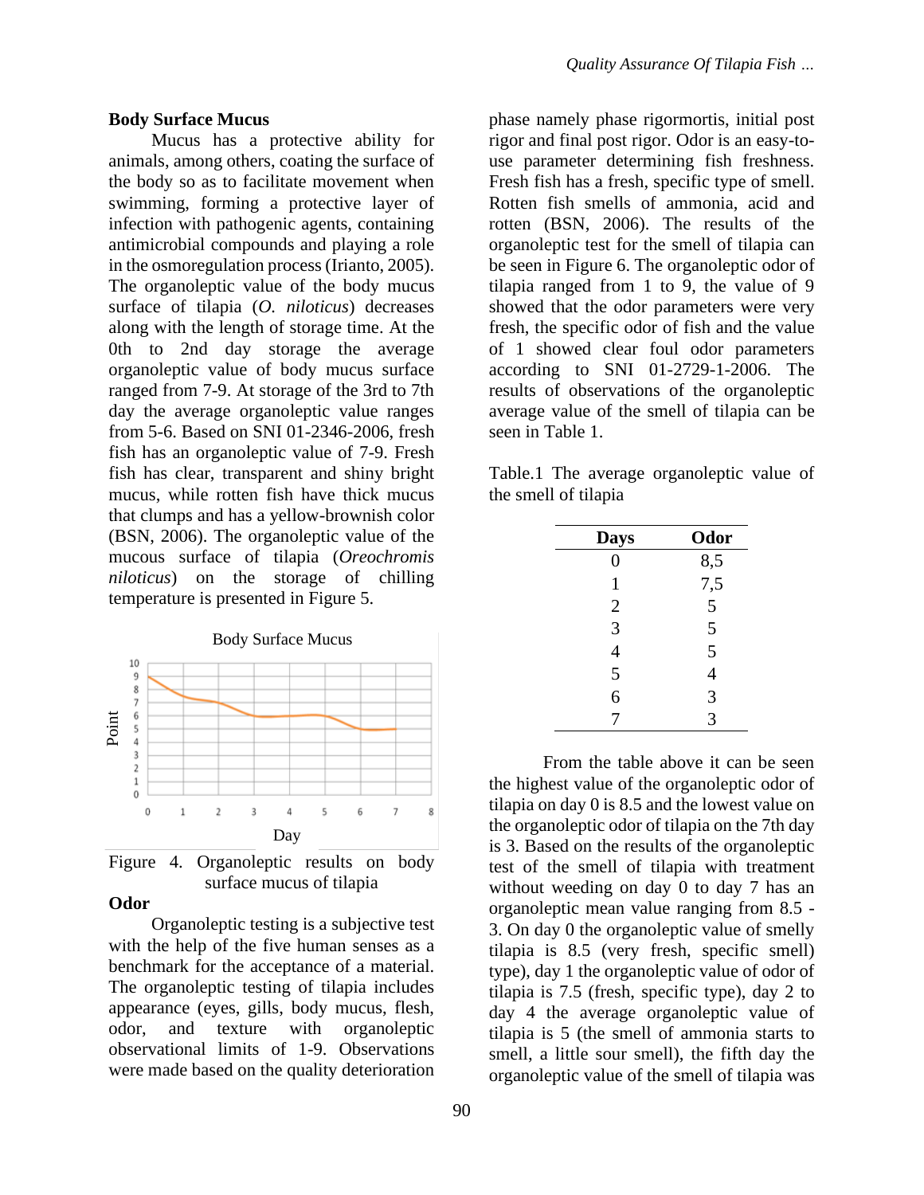### Body Surface Mucus

Mucus has a protective ability for animals, among others, coating the surface of the body so as to facilitate movement when swimming, forming a protective layer of infection with pathogenic agents, containing antimicrobial compounds and playing a role in the osmoregulation process (Irianto, 2005). The organoleptic value of the body mucus surface of tilapia (*O. niloticus*) decreases along with the length of storage time. At the 0th to 2nd day storage the average organoleptic value of body mucus surface ranged from 7-9. At storage of the 3rd to 7th day the average organoleptic value ranges from 5-6. Based on SNI 01-2346-2006, fresh fish has an organoleptic value of 7-9. Fresh fish has clear, transparent and shiny bright mucus, while rotten fish have thick mucus that clumps and has a yellow-brownish color (BSN, 2006). The organoleptic value of the mucous surface of tilapia (*Oreochromis niloticus*) on the storage of chilling temperature is presented in Figure 5.

Figure 4. Organoleptic results on body surface mucus of tilapia

### Odor

Organoleptic testing is a subjective test with the help of the five human senses as a benchmark for the acceptance of a material. The organoleptic testing of tilapia includes appearance (eyes, gills, body mucus, flesh, odor, and texture with organoleptic observational limits of 1-9. Observations were made based on the quality deterioration phase namely phase rigormortis, initial post rigor and final post rigor. Odor is an easy-to-use parameter determining fish freshness. Fresh fish has a fresh, specific type of smell. Rotten fish smells of ammonia, acid and rotten (BSN, 2006). The results of the organoleptic test for the smell of tilapia can be seen in Figure 6. The organoleptic odor of tilapia ranged from 1 to 9, the value of 9 showed that the odor parameters were very fresh, the specific odor of fish and the value of 1 showed clear foul odor parameters according to SNI 01-2729-1-2006. The results of observations of the organoleptic average value of the smell of tilapia can be seen in Table 1.

Table.1 The average organoleptic value of the smell of tilapia

| Days | Odor |
|---|---|
| 0 | 8,5 |
| 1 | 7,5 |
| 2 | 5 |
| 3 | 5 |
| 4 | 5 |
| 5 | 4 |
| 6 | 3 |
| 7 | 3 |

From the table above it can be seen the highest value of the organoleptic odor of tilapia on day 0 is 8.5 and the lowest value on the organoleptic odor of tilapia on the 7th day is 3. Based on the results of the organoleptic test of the smell of tilapia with treatment without weeding on day 0 to day 7 has an organoleptic mean value ranging from 8.5 - 3. On day 0 the organoleptic value of smelly tilapia is 8.5 (very fresh, specific smell) type), day 1 the organoleptic value of odor of tilapia is 7.5 (fresh, specific type), day 2 to day 4 the average organoleptic value of tilapia is 5 (the smell of ammonia starts to smell, a little sour smell), the fifth day the organoleptic value of the smell of tilapia was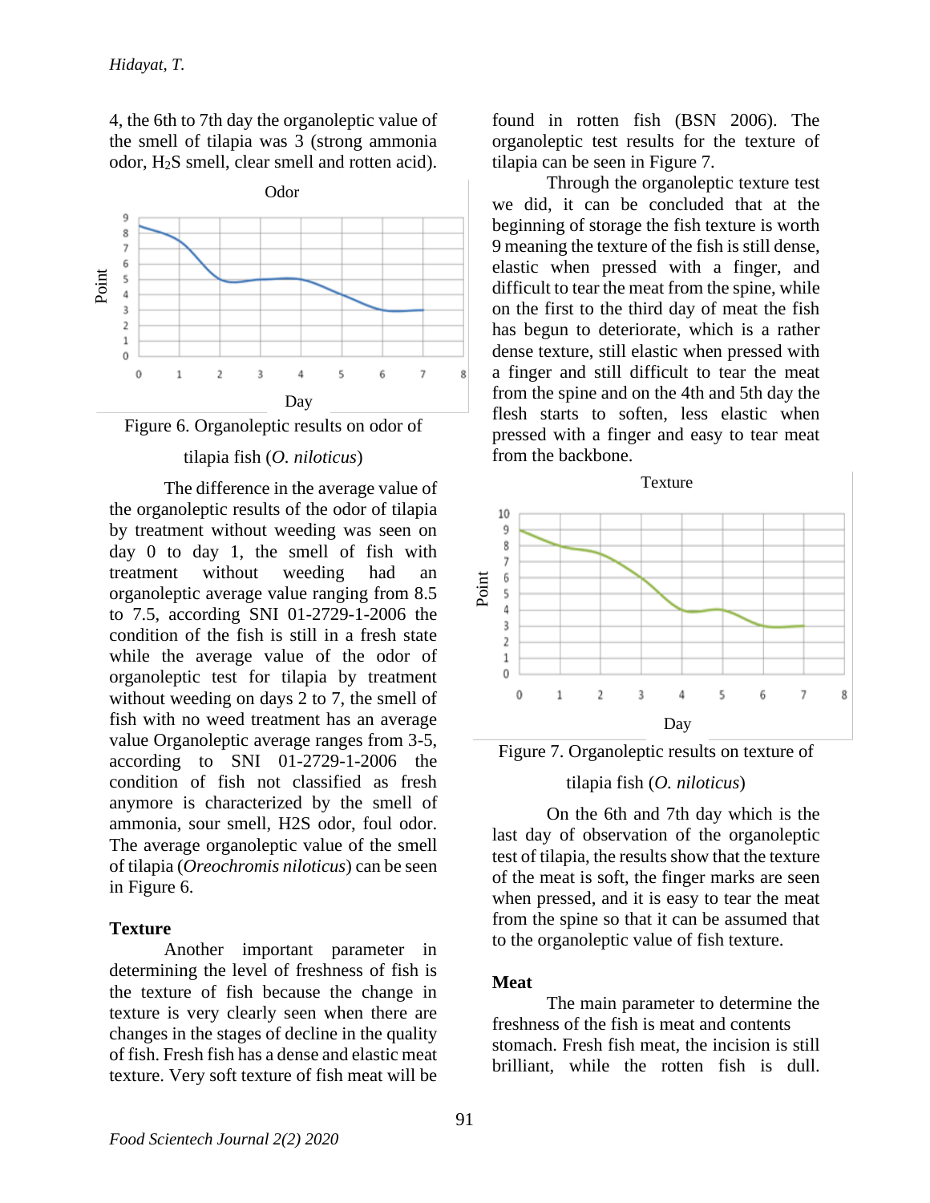4, the 6th to 7th day the organoleptic value of the smell of tilapia was 3 (strong ammonia odor, $H_2S$ smell, clear smell and rotten acid).

Figure 6. Organoleptic results on odor of tilapia fish (*O. niloticus*)

The difference in the average value of the organoleptic results of the odor of tilapia by treatment without weeding was seen on day 0 to day 1, the smell of fish with treatment without weeding had an organoleptic average value ranging from 8.5 to 7.5, according SNI 01-2729-1-2006 the condition of the fish is still in a fresh state while the average value of the odor of organoleptic test for tilapia by treatment without weeding on days 2 to 7, the smell of fish with no weed treatment has an average value Organoleptic average ranges from 3-5, according to SNI 01-2729-1-2006 the condition of fish not classified as fresh anymore is characterized by the smell of ammonia, sour smell, H2S odor, foul odor. The average organoleptic value of the smell of tilapia (*Oreochromis niloticus*) can be seen in Figure 6.

## Texture

Another important parameter in determining the level of freshness of fish is the texture of fish because the change in texture is very clearly seen when there are changes in the stages of decline in the quality of fish. Fresh fish has a dense and elastic meat texture. Very soft texture of fish meat will be found in rotten fish (BSN 2006). The organoleptic test results for the texture of tilapia can be seen in Figure 7.

Through the organoleptic texture test we did, it can be concluded that at the beginning of storage the fish texture is worth 9 meaning the texture of the fish is still dense, elastic when pressed with a finger, and difficult to tear the meat from the spine, while on the first to the third day of meat the fish has begun to deteriorate, which is a rather dense texture, still elastic when pressed with a finger and still difficult to tear the meat from the spine and on the 4th and 5th day the flesh starts to soften, less elastic when pressed with a finger and easy to tear meat from the backbone.

Figure 7. Organoleptic results on texture of tilapia fish (*O. niloticus*)

On the 6th and 7th day which is the last day of observation of the organoleptic test of tilapia, the results show that the texture of the meat is soft, the finger marks are seen when pressed, and it is easy to tear the meat from the spine so that it can be assumed that to the organoleptic value of fish texture.

## Meat

The main parameter to determine the freshness of the fish is meat and contents stomach. Fresh fish meat, the incision is still brilliant, while the rotten fish is dull.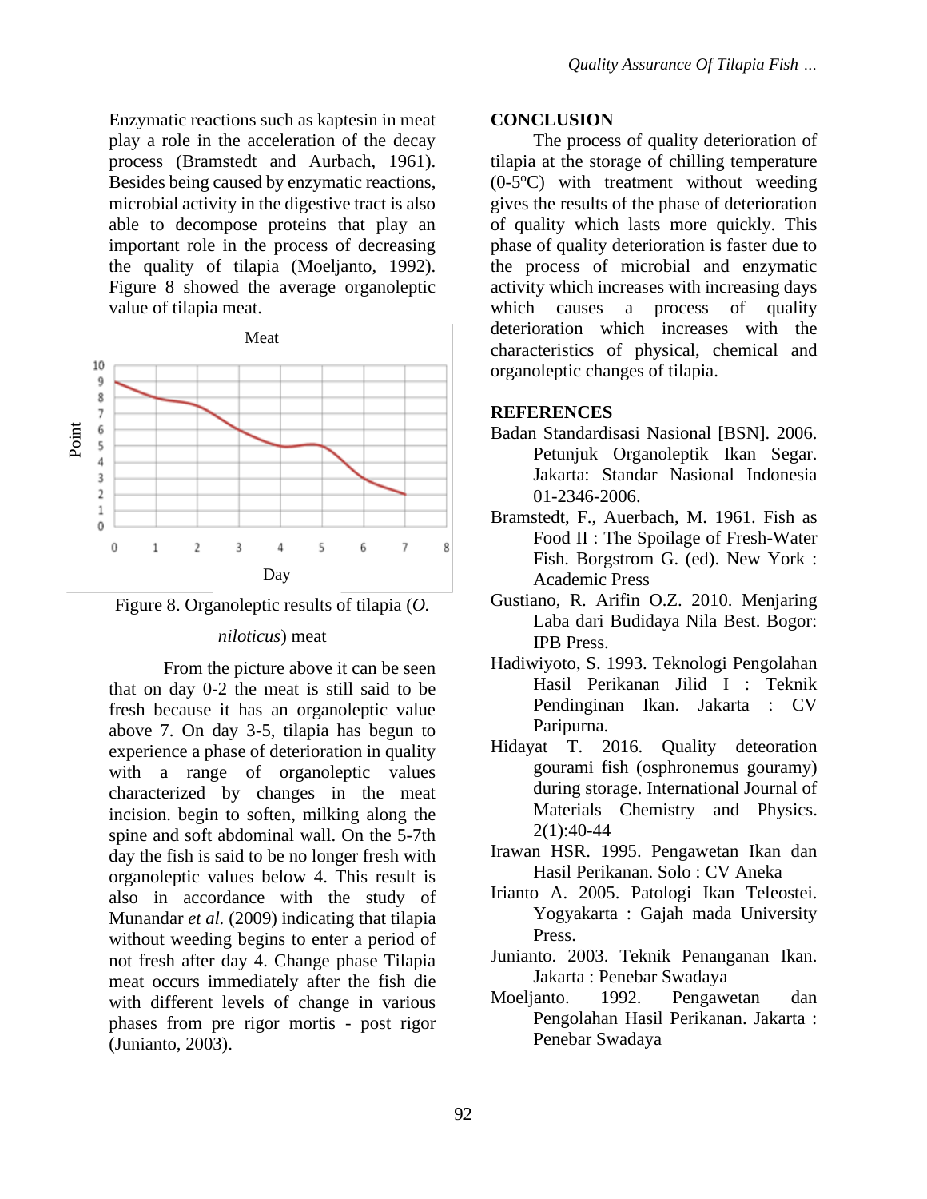Enzymatic reactions such as kaptesin in meat play a role in the acceleration of the decay process (Bramstedt and Aurbach, 1961). Besides being caused by enzymatic reactions, microbial activity in the digestive tract is also able to decompose proteins that play an important role in the process of decreasing the quality of tilapia (Moeljanto, 1992). Figure 8 showed the average organoleptic value of tilapia meat.

Figure 8. Organoleptic results of tilapia (*O. niloticus*) meat

From the picture above it can be seen that on day 0-2 the meat is still said to be fresh because it has an organoleptic value above 7. On day 3-5, tilapia has begun to experience a phase of deterioration in quality with a range of organoleptic values characterized by changes in the meat incision. begin to soften, milking along the spine and soft abdominal wall. On the 5-7th day the fish is said to be no longer fresh with organoleptic values below 4. This result is also in accordance with the study of Munandar *et al.* (2009) indicating that tilapia without weeding begins to enter a period of not fresh after day 4. Change phase Tilapia meat occurs immediately after the fish die with different levels of change in various phases from pre rigor mortis - post rigor (Junianto, 2003).

## CONCLUSION

The process of quality deterioration of tilapia at the storage of chilling temperature (0-5ºC) with treatment without weeding gives the results of the phase of deterioration of quality which lasts more quickly. This phase of quality deterioration is faster due to the process of microbial and enzymatic activity which increases with increasing days which causes a process of quality deterioration which increases with the characteristics of physical, chemical and organoleptic changes of tilapia.

## REFERENCES

Badan Standardisasi Nasional [BSN]. 2006. Petunjuk Organoleptik Ikan Segar. Jakarta: Standar Nasional Indonesia 01-2346-2006.

Bramstedt, F., Auerbach, M. 1961. Fish as Food II : The Spoilage of Fresh-Water Fish. Borgstrom G. (ed). New York : Academic Press

Gustiano, R. Arifin O.Z. 2010. Menjaring Laba dari Budidaya Nila Best. Bogor: IPB Press.

Hadiwiyoto, S. 1993. Teknologi Pengolahan Hasil Perikanan Jilid I : Teknik Pendinginan Ikan. Jakarta : CV Paripurna.

Hidayat T. 2016. Quality deteoration gourami fish (osphronemus gouramy) during storage. International Journal of Materials Chemistry and Physics. 2(1):40-44

Irawan HSR. 1995. Pengawetan Ikan dan Hasil Perikanan. Solo : CV Aneka

Irianto A. 2005. Patologi Ikan Teleostei. Yogyakarta : Gajah mada University Press.

Junianto. 2003. Teknik Penanganan Ikan. Jakarta : Penebar Swadaya

Moeljanto. 1992. Pengawetan dan Pengolahan Hasil Perikanan. Jakarta : Penebar Swadaya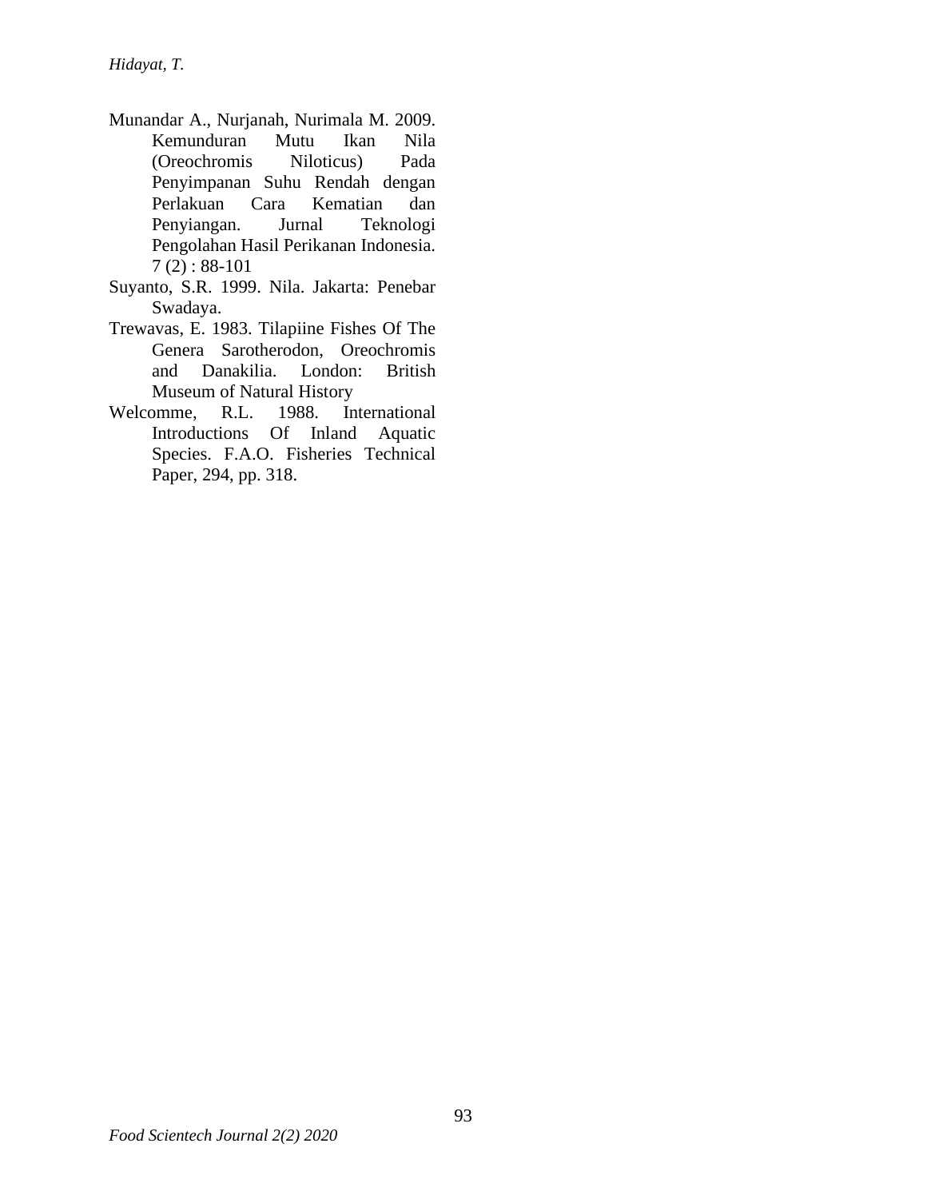Munandar A., Nurjanah, Nurimala M. 2009. Kemunduran Mutu Ikan Nila (Oreochromis Niloticus) Pada Penyimpanan Suhu Rendah dengan Perlakuan Cara Kematian dan Penyiangan. Jurnal Teknologi Pengolahan Hasil Perikanan Indonesia. 7 (2) : 88-101

Suyanto, S.R. 1999. Nila. Jakarta: Penebar Swadaya.

Trewavas, E. 1983. Tilapiine Fishes Of The Genera Sarotherodon, Oreochromis and Danakilia. London: British Museum of Natural History

Welcomme, R.L. 1988. International Introductions Of Inland Aquatic Species. F.A.O. Fisheries Technical Paper, 294, pp. 318.